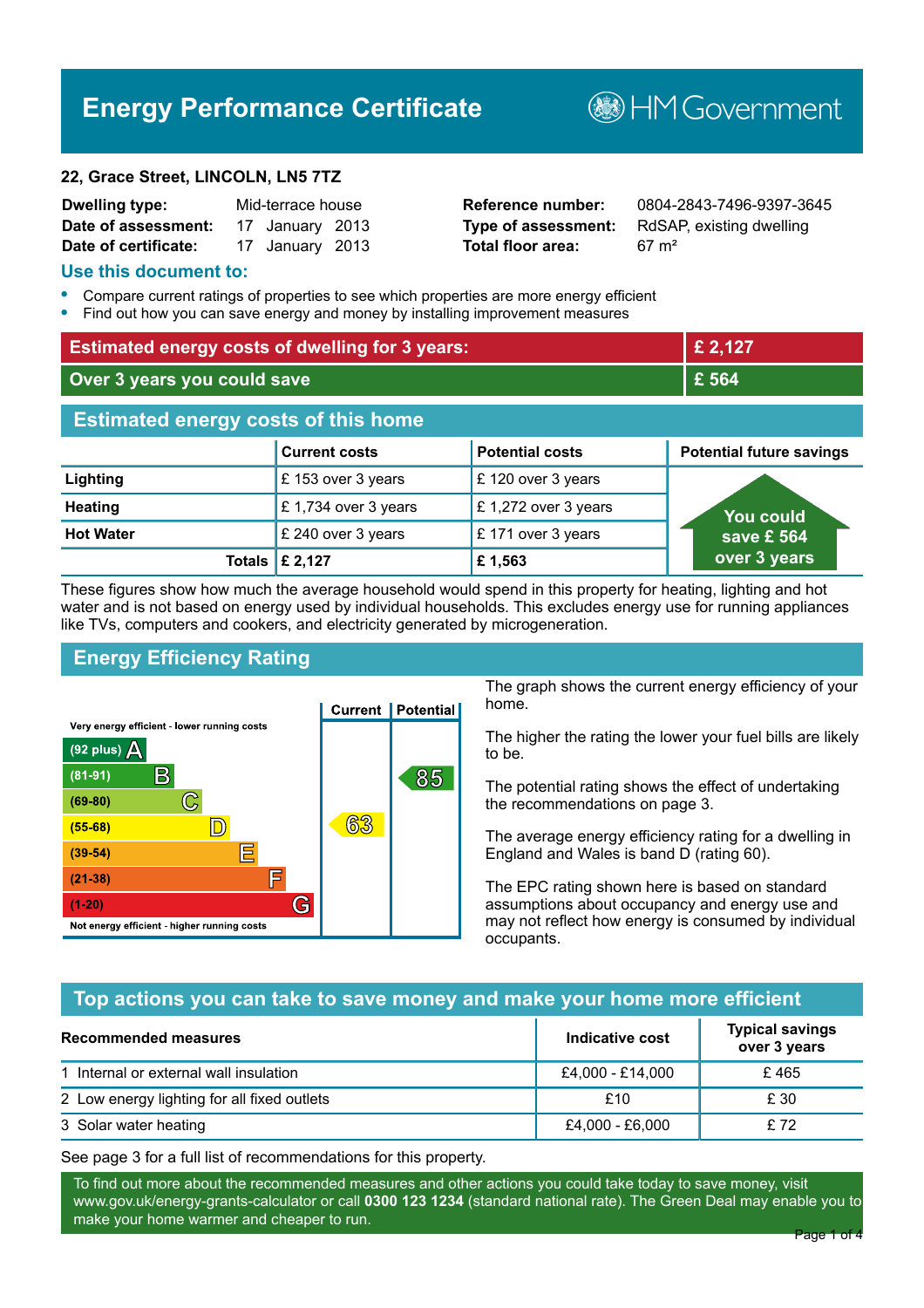# Energy Performance Certificate

HM Government

**22, Grace Street, LINCOLN, LN5 7TZ**

| | | | |
|---|---|---|---|
| **Dwelling type:** | Mid-terrace house | **Reference number:** | 0804-2843-7496-9397-3645 |
| **Date of assessment:** | 17 January 2013 | **Type of assessment:** | RdSAP, existing dwelling |
| **Date of certificate:** | 17 January 2013 | **Total floor area:** | 67 m² |

## Use this document to:

- Compare current ratings of properties to see which properties are more energy efficient
- Find out how you can save energy and money by installing improvement measures

| | |
|---|---|
| **Estimated energy costs of dwelling for 3 years:** | **£ 2,127** |
| **Over 3 years you could save** | **£ 564** |

## Estimated energy costs of this home

| | Current costs | Potential costs | Potential future savings |
|---|---|---|---|
| **Lighting** | £ 153 over 3 years | £ 120 over 3 years | You could save £ 564 over 3 years |
| **Heating** | £ 1,734 over 3 years | £ 1,272 over 3 years | |
| **Hot Water** | £ 240 over 3 years | £ 171 over 3 years | |
| **Totals** | **£ 2,127** | **£ 1,563** | |

These figures show how much the average household would spend in this property for heating, lighting and hot water and is not based on energy used by individual households. This excludes energy use for running appliances like TVs, computers and cookers, and electricity generated by microgeneration.

## Energy Efficiency Rating

Very energy efficient - lower running costs

| Rating | Band | Current | Potential |
|---|---|---|---|
| (92 plus) | A | | |
| (81-91) | B | | 85 |
| (69-80) | C | | |
| (55-68) | D | 63 | |
| (39-54) | E | | |
| (21-38) | F | | |
| (1-20) | G | | |

Not energy efficient - higher running costs

The graph shows the current energy efficiency of your home.

The higher the rating the lower your fuel bills are likely to be.

The potential rating shows the effect of undertaking the recommendations on page 3.

The average energy efficiency rating for a dwelling in England and Wales is band D (rating 60).

The EPC rating shown here is based on standard assumptions about occupancy and energy use and may not reflect how energy is consumed by individual occupants.

## Top actions you can take to save money and make your home more efficient

| Recommended measures | Indicative cost | Typical savings over 3 years |
|---|---|---|
| 1 Internal or external wall insulation | £4,000 - £14,000 | £ 465 |
| 2 Low energy lighting for all fixed outlets | £10 | £ 30 |
| 3 Solar water heating | £4,000 - £6,000 | £ 72 |

See page 3 for a full list of recommendations for this property.

To find out more about the recommended measures and other actions you could take today to save money, visit www.gov.uk/energy-grants-calculator or call **0300 123 1234** (standard national rate). The Green Deal may enable you to make your home warmer and cheaper to run.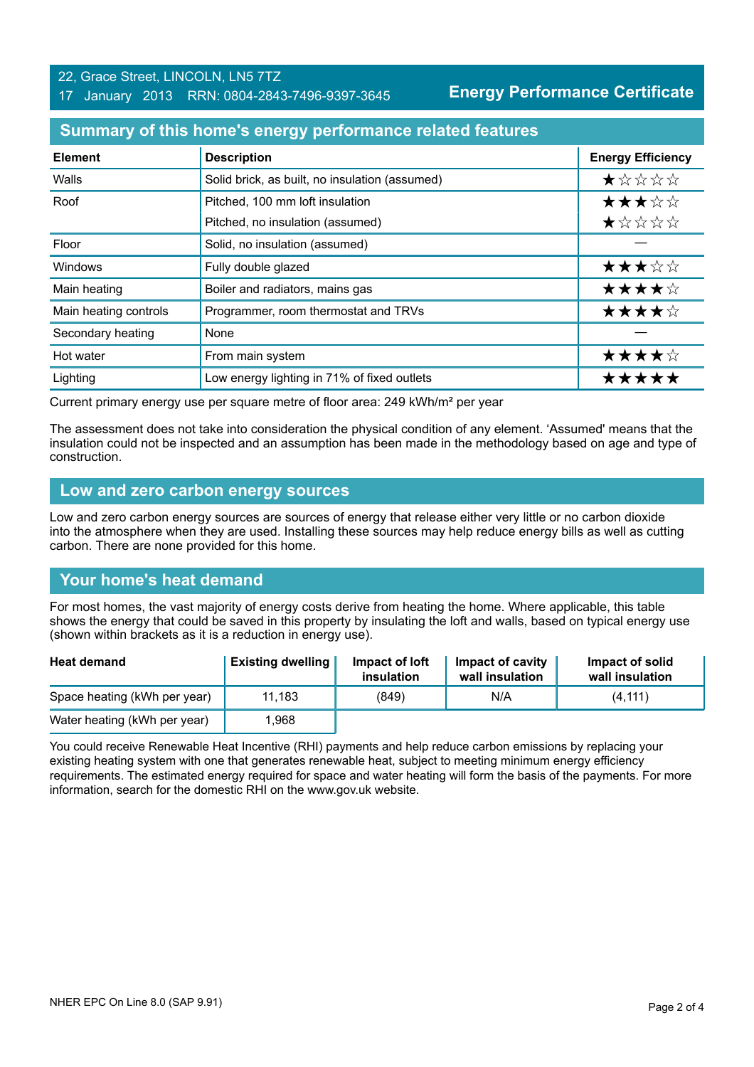22, Grace Street, LINCOLN, LN5 7TZ
17 January 2013 RRN: 0804-2843-7496-9397-3645

**Energy Performance Certificate**

## Summary of this home's energy performance related features

| Element | Description | Energy Efficiency |
|---|---|---|
| Walls | Solid brick, as built, no insulation (assumed) | ★☆☆☆☆ |
| Roof | Pitched, 100 mm loft insulation | ★★★☆☆ |
| | Pitched, no insulation (assumed) | ★☆☆☆☆ |
| Floor | Solid, no insulation (assumed) | — |
| Windows | Fully double glazed | ★★★☆☆ |
| Main heating | Boiler and radiators, mains gas | ★★★★☆ |
| Main heating controls | Programmer, room thermostat and TRVs | ★★★★☆ |
| Secondary heating | None | — |
| Hot water | From main system | ★★★★☆ |
| Lighting | Low energy lighting in 71% of fixed outlets | ★★★★★ |

Current primary energy use per square metre of floor area: 249 kWh/m² per year

The assessment does not take into consideration the physical condition of any element. 'Assumed' means that the insulation could not be inspected and an assumption has been made in the methodology based on age and type of construction.

## Low and zero carbon energy sources

Low and zero carbon energy sources are sources of energy that release either very little or no carbon dioxide into the atmosphere when they are used. Installing these sources may help reduce energy bills as well as cutting carbon. There are none provided for this home.

## Your home's heat demand

For most homes, the vast majority of energy costs derive from heating the home. Where applicable, this table shows the energy that could be saved in this property by insulating the loft and walls, based on typical energy use (shown within brackets as it is a reduction in energy use).

| Heat demand | Existing dwelling | Impact of loft insulation | Impact of cavity wall insulation | Impact of solid wall insulation |
|---|---|---|---|---|
| Space heating (kWh per year) | 11,183 | (849) | N/A | (4,111) |
| Water heating (kWh per year) | 1,968 | | | |

You could receive Renewable Heat Incentive (RHI) payments and help reduce carbon emissions by replacing your existing heating system with one that generates renewable heat, subject to meeting minimum energy efficiency requirements. The estimated energy required for space and water heating will form the basis of the payments. For more information, search for the domestic RHI on the www.gov.uk website.

NHER EPC On Line 8.0 (SAP 9.91)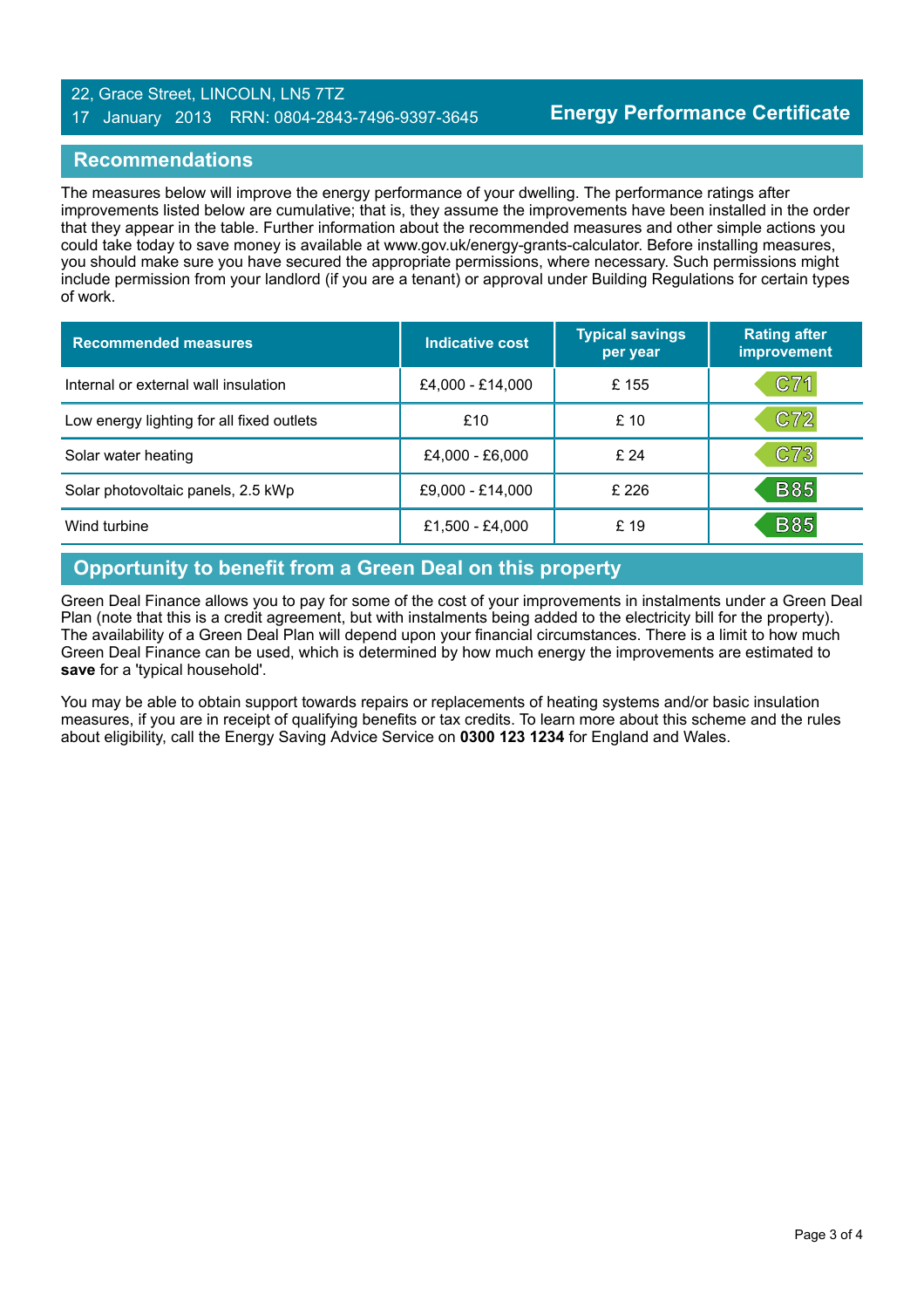22, Grace Street, LINCOLN, LN5 7TZ
17 January 2013 RRN: 0804-2843-7496-9397-3645

**Energy Performance Certificate**

## Recommendations

The measures below will improve the energy performance of your dwelling. The performance ratings after improvements listed below are cumulative; that is, they assume the improvements have been installed in the order that they appear in the table. Further information about the recommended measures and other simple actions you could take today to save money is available at www.gov.uk/energy-grants-calculator. Before installing measures, you should make sure you have secured the appropriate permissions, where necessary. Such permissions might include permission from your landlord (if you are a tenant) or approval under Building Regulations for certain types of work.

| Recommended measures | Indicative cost | Typical savings per year | Rating after improvement |
|---|---|---|---|
| Internal or external wall insulation | £4,000 - £14,000 | £ 155 | C71 |
| Low energy lighting for all fixed outlets | £10 | £ 10 | C72 |
| Solar water heating | £4,000 - £6,000 | £ 24 | C73 |
| Solar photovoltaic panels, 2.5 kWp | £9,000 - £14,000 | £ 226 | B85 |
| Wind turbine | £1,500 - £4,000 | £ 19 | B85 |

## Opportunity to benefit from a Green Deal on this property

Green Deal Finance allows you to pay for some of the cost of your improvements in instalments under a Green Deal Plan (note that this is a credit agreement, but with instalments being added to the electricity bill for the property). The availability of a Green Deal Plan will depend upon your financial circumstances. There is a limit to how much Green Deal Finance can be used, which is determined by how much energy the improvements are estimated to **save** for a 'typical household'.

You may be able to obtain support towards repairs or replacements of heating systems and/or basic insulation measures, if you are in receipt of qualifying benefits or tax credits. To learn more about this scheme and the rules about eligibility, call the Energy Saving Advice Service on **0300 123 1234** for England and Wales.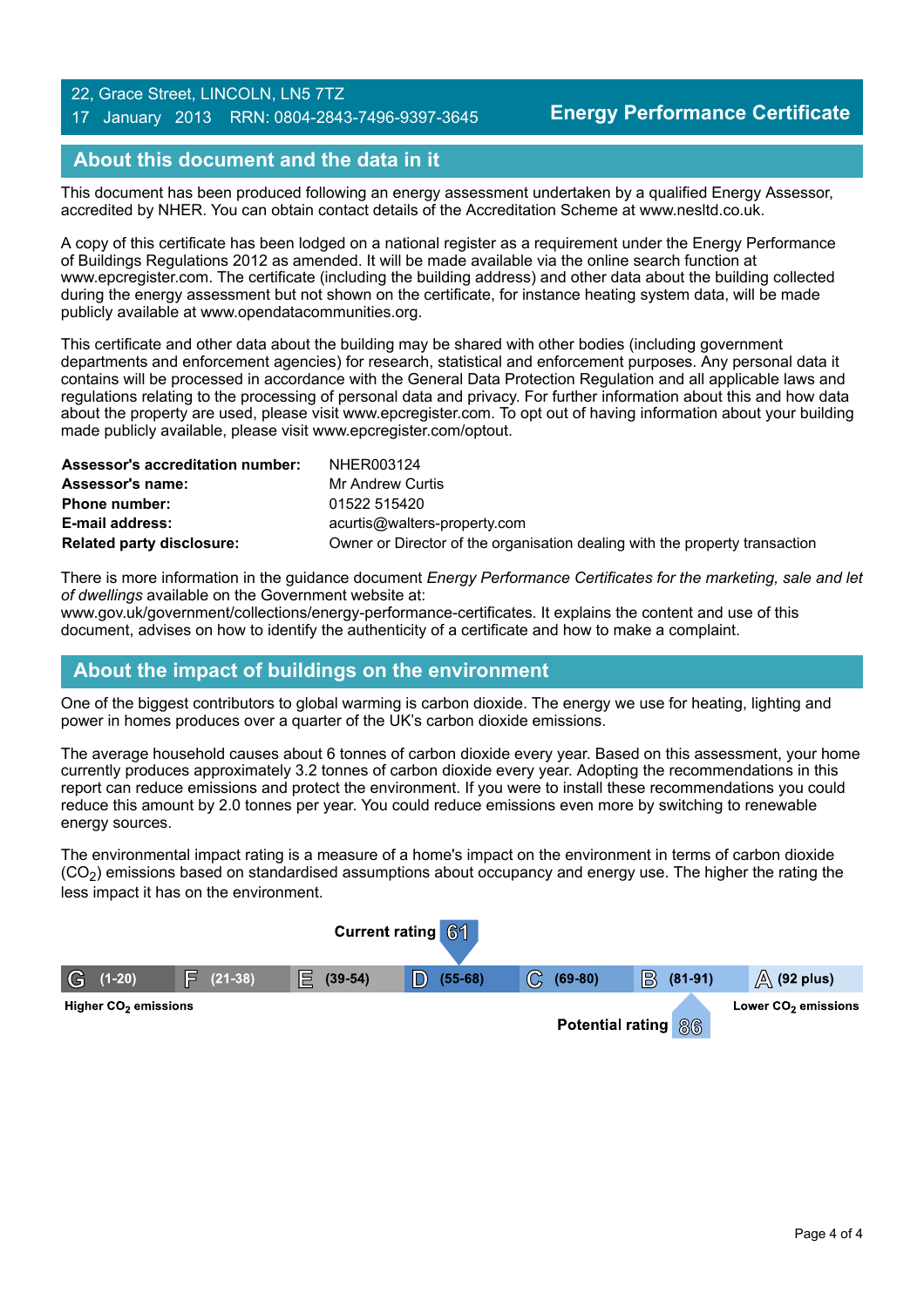22, Grace Street, LINCOLN, LN5 7TZ
17 January 2013 RRN: 0804-2843-7496-9397-3645

# Energy Performance Certificate

## About this document and the data in it

This document has been produced following an energy assessment undertaken by a qualified Energy Assessor, accredited by NHER. You can obtain contact details of the Accreditation Scheme at www.nesltd.co.uk.

A copy of this certificate has been lodged on a national register as a requirement under the Energy Performance of Buildings Regulations 2012 as amended. It will be made available via the online search function at www.epcregister.com. The certificate (including the building address) and other data about the building collected during the energy assessment but not shown on the certificate, for instance heating system data, will be made publicly available at www.opendatacommunities.org.

This certificate and other data about the building may be shared with other bodies (including government departments and enforcement agencies) for research, statistical and enforcement purposes. Any personal data it contains will be processed in accordance with the General Data Protection Regulation and all applicable laws and regulations relating to the processing of personal data and privacy. For further information about this and how data about the property are used, please visit www.epcregister.com. To opt out of having information about your building made publicly available, please visit www.epcregister.com/optout.

| | |
|---|---|
| **Assessor's accreditation number:** | NHER003124 |
| **Assessor's name:** | Mr Andrew Curtis |
| **Phone number:** | 01522 515420 |
| **E-mail address:** | acurtis@walters-property.com |
| **Related party disclosure:** | Owner or Director of the organisation dealing with the property transaction |

There is more information in the guidance document *Energy Performance Certificates for the marketing, sale and let of dwellings* available on the Government website at: www.gov.uk/government/collections/energy-performance-certificates. It explains the content and use of this document, advises on how to identify the authenticity of a certificate and how to make a complaint.

## About the impact of buildings on the environment

One of the biggest contributors to global warming is carbon dioxide. The energy we use for heating, lighting and power in homes produces over a quarter of the UK's carbon dioxide emissions.

The average household causes about 6 tonnes of carbon dioxide every year. Based on this assessment, your home currently produces approximately 3.2 tonnes of carbon dioxide every year. Adopting the recommendations in this report can reduce emissions and protect the environment. If you were to install these recommendations you could reduce this amount by 2.0 tonnes per year. You could reduce emissions even more by switching to renewable energy sources.

The environmental impact rating is a measure of a home's impact on the environment in terms of carbon dioxide ($CO_2$) emissions based on standardised assumptions about occupancy and energy use. The higher the rating the less impact it has on the environment.

Current rating 61

G (1-20)
F (21-38)
E (39-54)
D (55-68)
C (69-80)
B (81-91)
A (92 plus)

Higher $CO_2$ emissions
Lower $CO_2$ emissions

Potential rating 86